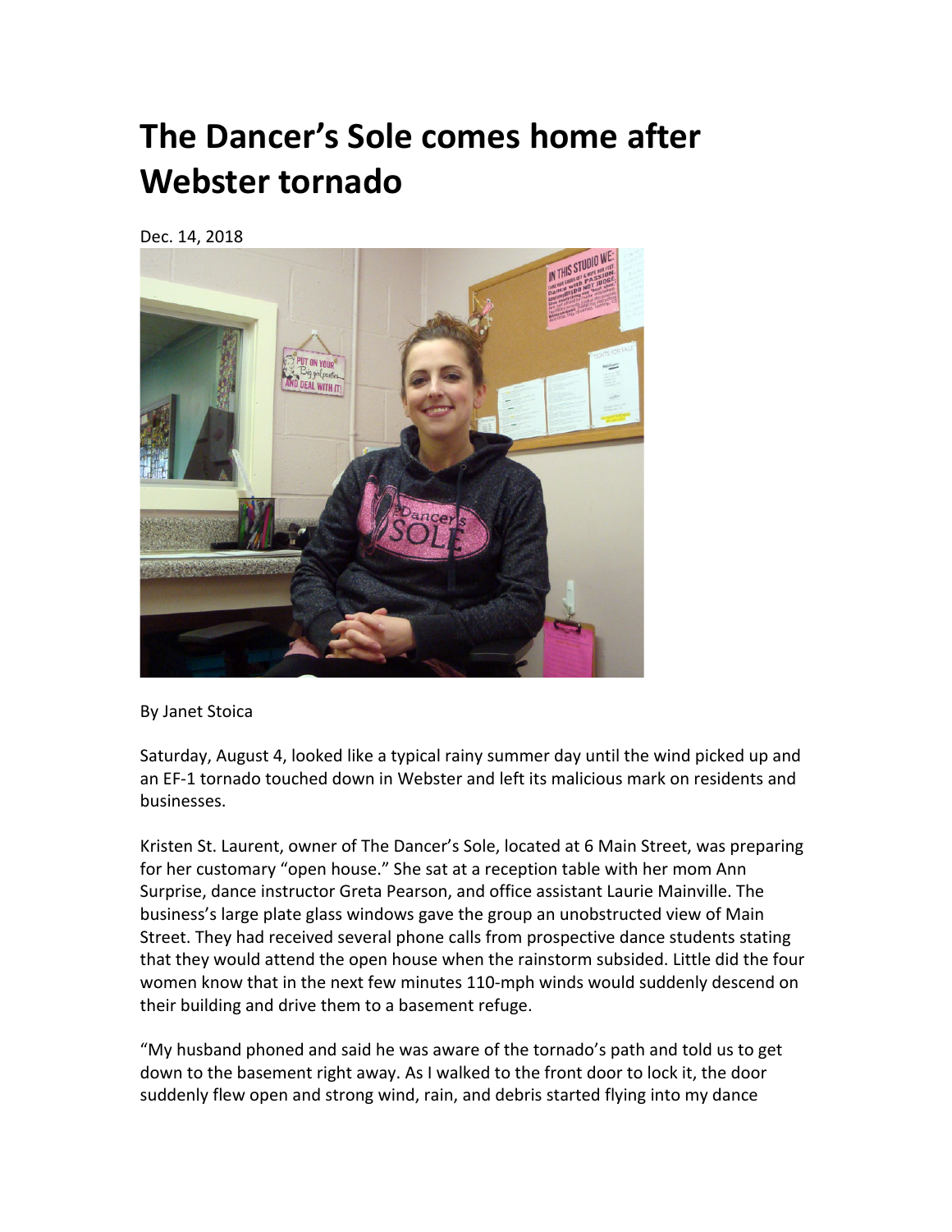# The Dancer's Sole comes home after Webster tornado

Dec. 14, 2018

By Janet Stoica

Saturday, August 4, looked like a typical rainy summer day until the wind picked up and an EF-1 tornado touched down in Webster and left its malicious mark on residents and businesses.

Kristen St. Laurent, owner of The Dancer's Sole, located at 6 Main Street, was preparing for her customary "open house." She sat at a reception table with her mom Ann Surprise, dance instructor Greta Pearson, and office assistant Laurie Mainville. The business's large plate glass windows gave the group an unobstructed view of Main Street. They had received several phone calls from prospective dance students stating that they would attend the open house when the rainstorm subsided. Little did the four women know that in the next few minutes 110-mph winds would suddenly descend on their building and drive them to a basement refuge.

"My husband phoned and said he was aware of the tornado's path and told us to get down to the basement right away. As I walked to the front door to lock it, the door suddenly flew open and strong wind, rain, and debris started flying into my dance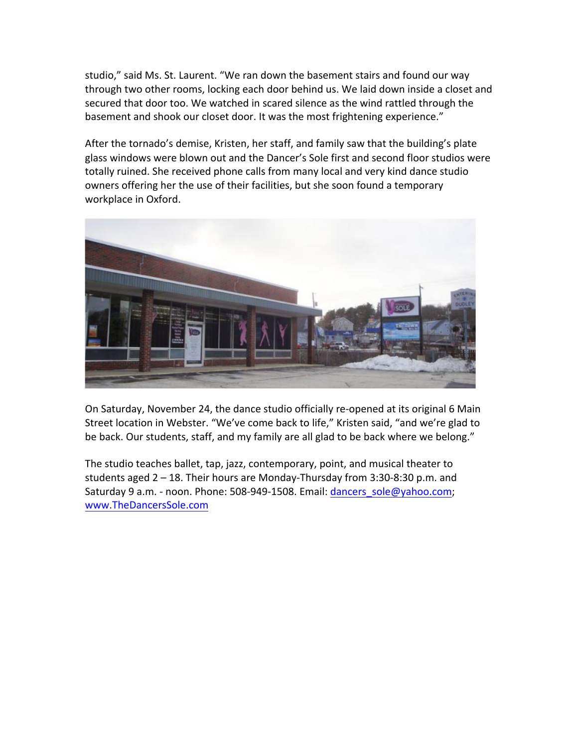studio," said Ms. St. Laurent. "We ran down the basement stairs and found our way through two other rooms, locking each door behind us. We laid down inside a closet and secured that door too. We watched in scared silence as the wind rattled through the basement and shook our closet door. It was the most frightening experience."

After the tornado's demise, Kristen, her staff, and family saw that the building's plate glass windows were blown out and the Dancer's Sole first and second floor studios were totally ruined. She received phone calls from many local and very kind dance studio owners offering her the use of their facilities, but she soon found a temporary workplace in Oxford.

On Saturday, November 24, the dance studio officially re-opened at its original 6 Main Street location in Webster. "We've come back to life," Kristen said, "and we're glad to be back. Our students, staff, and my family are all glad to be back where we belong."

The studio teaches ballet, tap, jazz, contemporary, point, and musical theater to students aged 2 – 18. Their hours are Monday-Thursday from 3:30-8:30 p.m. and Saturday 9 a.m. - noon. Phone: 508-949-1508. Email: dancers_sole@yahoo.com; www.TheDancersSole.com